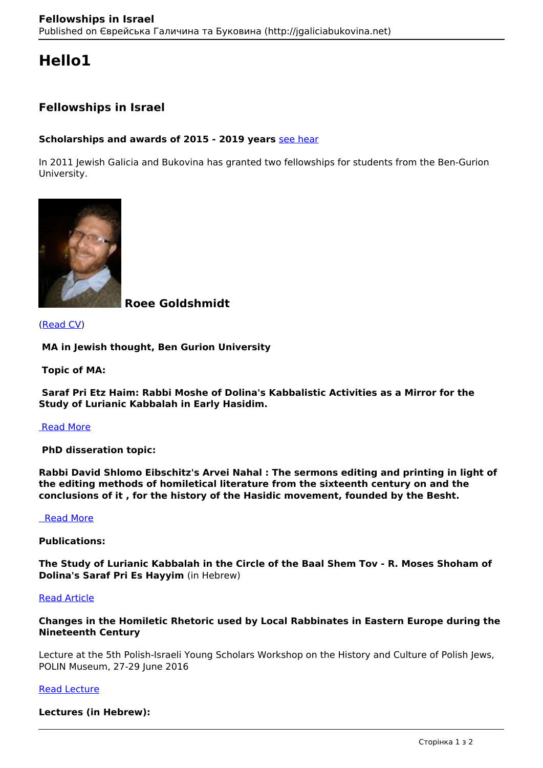# Hello1

## Fellowships in Israel

**Scholarships and awards of 2015 - 2019 years** see hear

In 2011 Jewish Galicia and Bukovina has granted two fellowships for students from the Ben-Gurion University.

**Roee Goldshmidt**

(Read CV)

**MA in Jewish thought, Ben Gurion University**

**Topic of MA:**

**Saraf Pri Etz Haim: Rabbi Moshe of Dolina's Kabbalistic Activities as a Mirror for the Study of Lurianic Kabbalah in Early Hasidim.**

Read More

**PhD disseration topic:**

**Rabbi David Shlomo Eibschitz's Arvei Nahal : The sermons editing and printing in light of the editing methods of homiletical literature from the sixteenth century on and the conclusions of it , for the history of the Hasidic movement, founded by the Besht.**

Read More

**Publications:**

**The Study of Lurianic Kabbalah in the Circle of the Baal Shem Tov - R. Moses Shoham of Dolina's Saraf Pri Es Hayyim** (in Hebrew)

Read Article

**Changes in the Homiletic Rhetoric used by Local Rabbinates in Eastern Europe during the Nineteenth Century**

Lecture at the 5th Polish-Israeli Young Scholars Workshop on the History and Culture of Polish Jews, POLIN Museum, 27-29 June 2016

Read Lecture

**Lectures (in Hebrew):**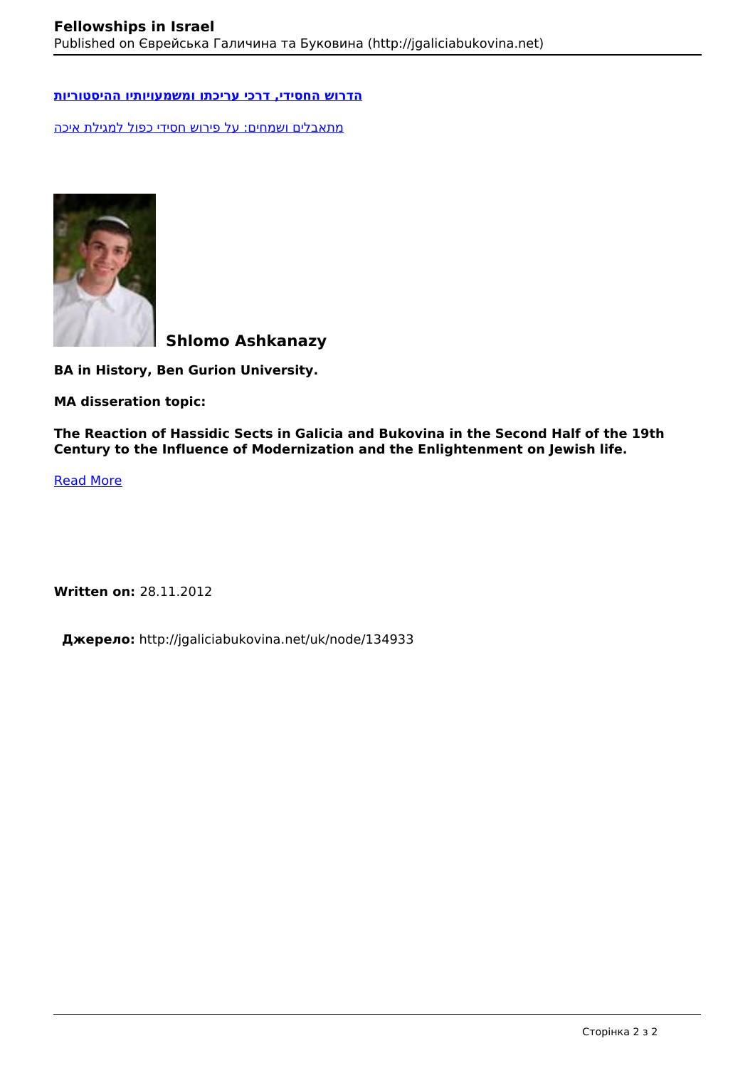**הדרוש החסידי, דרכי עריכתו ומשמעויותיו ההיסטוריות**

מתאבלים ושמחים: על פירוש חסידי כפול למגילת איכה

**Shlomo Ashkanazy**

**BA in History, Ben Gurion University.**

**MA disseration topic:**

**The Reaction of Hassidic Sects in Galicia and Bukovina in the Second Half of the 19th Century to the Influence of Modernization and the Enlightenment on Jewish life.**

Read More

**Written on:** 28.11.2012

**Джерело:** http://jgaliciabukovina.net/uk/node/134933